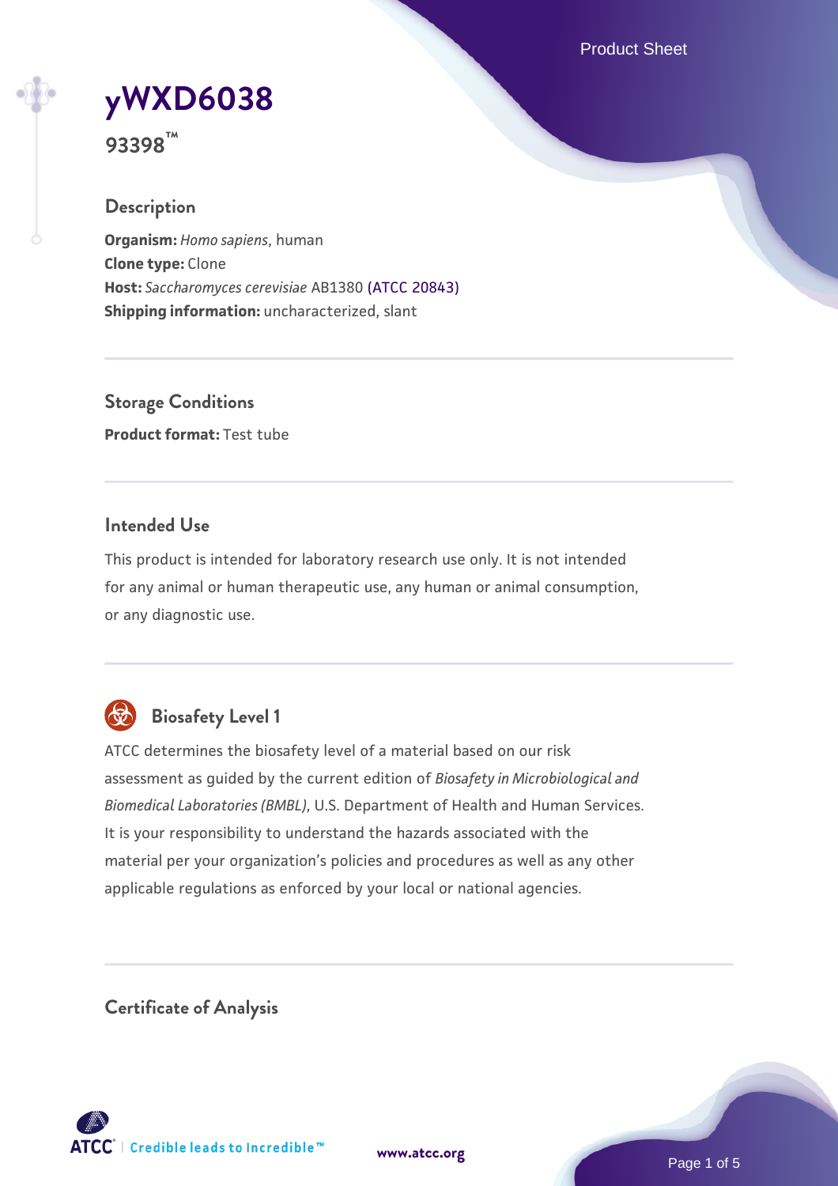# yWXD6038

**93398™**

## Description

**Organism:** *Homo sapiens*, human
**Clone type:** Clone
**Host:** *Saccharomyces cerevisiae* AB1380 (ATCC 20843)
**Shipping information:** uncharacterized, slant

## Storage Conditions

**Product format:** Test tube

## Intended Use

This product is intended for laboratory research use only. It is not intended for any animal or human therapeutic use, any human or animal consumption, or any diagnostic use.

## Biosafety Level 1

ATCC determines the biosafety level of a material based on our risk assessment as guided by the current edition of *Biosafety in Microbiological and Biomedical Laboratories (BMBL)*, U.S. Department of Health and Human Services. It is your responsibility to understand the hazards associated with the material per your organization's policies and procedures as well as any other applicable regulations as enforced by your local or national agencies.

## Certificate of Analysis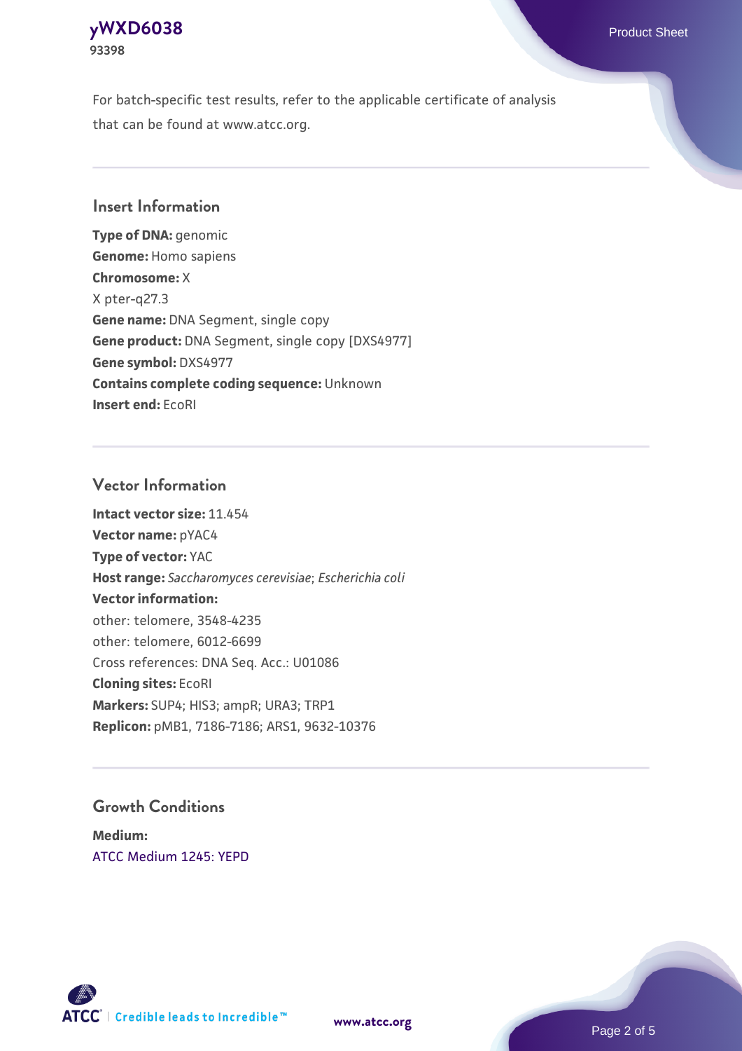For batch-specific test results, refer to the applicable certificate of analysis that can be found at www.atcc.org.

## Insert Information

**Type of DNA:** genomic
**Genome:** Homo sapiens
**Chromosome:** X
X pter-q27.3
**Gene name:** DNA Segment, single copy
**Gene product:** DNA Segment, single copy [DXS4977]
**Gene symbol:** DXS4977
**Contains complete coding sequence:** Unknown
**Insert end:** EcoRI

## Vector Information

**Intact vector size:** 11.454
**Vector name:** pYAC4
**Type of vector:** YAC
**Host range:** *Saccharomyces cerevisiae*; *Escherichia coli*
**Vector information:**
other: telomere, 3548-4235
other: telomere, 6012-6699
Cross references: DNA Seq. Acc.: U01086
**Cloning sites:** EcoRI
**Markers:** SUP4; HIS3; ampR; URA3; TRP1
**Replicon:** pMB1, 7186-7186; ARS1, 9632-10376

## Growth Conditions

**Medium:**
ATCC Medium 1245: YEPD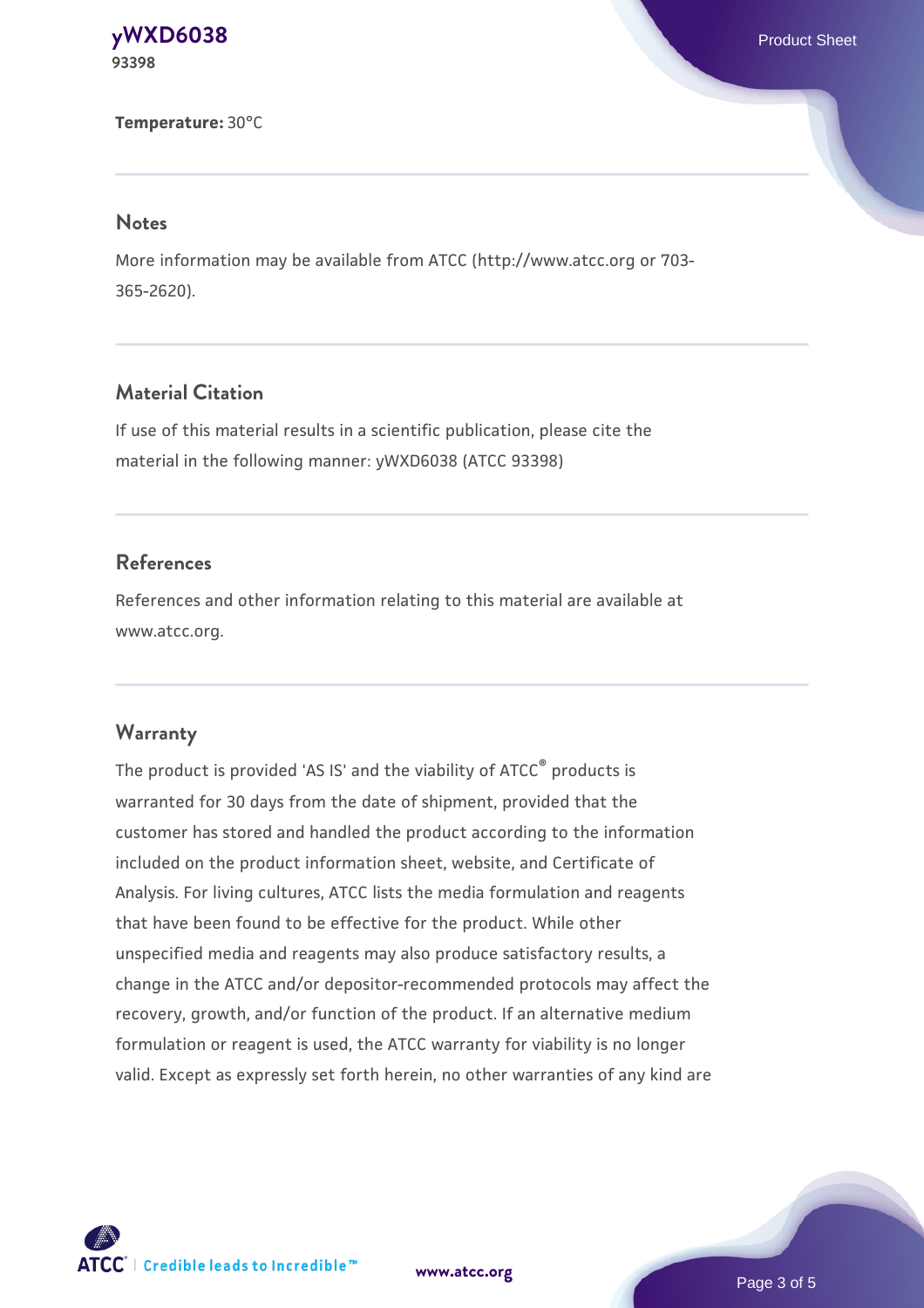**Temperature:** 30°C

## Notes

More information may be available from ATCC (http://www.atcc.org or 703-365-2620).

## Material Citation

If use of this material results in a scientific publication, please cite the material in the following manner: yWXD6038 (ATCC 93398)

## References

References and other information relating to this material are available at www.atcc.org.

## Warranty

The product is provided 'AS IS' and the viability of ATCC® products is warranted for 30 days from the date of shipment, provided that the customer has stored and handled the product according to the information included on the product information sheet, website, and Certificate of Analysis. For living cultures, ATCC lists the media formulation and reagents that have been found to be effective for the product. While other unspecified media and reagents may also produce satisfactory results, a change in the ATCC and/or depositor-recommended protocols may affect the recovery, growth, and/or function of the product. If an alternative medium formulation or reagent is used, the ATCC warranty for viability is no longer valid. Except as expressly set forth herein, no other warranties of any kind are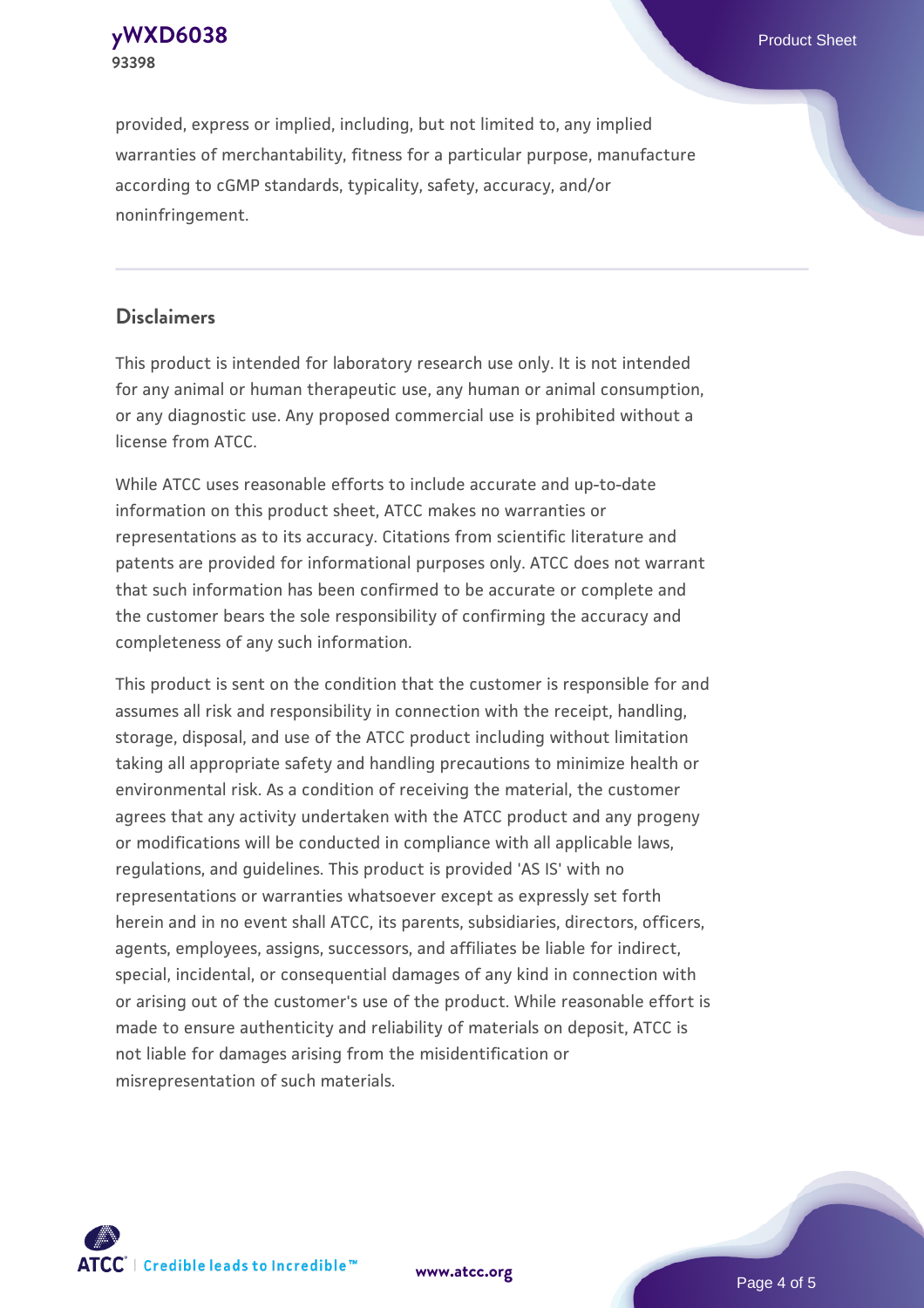provided, express or implied, including, but not limited to, any implied warranties of merchantability, fitness for a particular purpose, manufacture according to cGMP standards, typicality, safety, accuracy, and/or noninfringement.

## Disclaimers

This product is intended for laboratory research use only. It is not intended for any animal or human therapeutic use, any human or animal consumption, or any diagnostic use. Any proposed commercial use is prohibited without a license from ATCC.

While ATCC uses reasonable efforts to include accurate and up-to-date information on this product sheet, ATCC makes no warranties or representations as to its accuracy. Citations from scientific literature and patents are provided for informational purposes only. ATCC does not warrant that such information has been confirmed to be accurate or complete and the customer bears the sole responsibility of confirming the accuracy and completeness of any such information.

This product is sent on the condition that the customer is responsible for and assumes all risk and responsibility in connection with the receipt, handling, storage, disposal, and use of the ATCC product including without limitation taking all appropriate safety and handling precautions to minimize health or environmental risk. As a condition of receiving the material, the customer agrees that any activity undertaken with the ATCC product and any progeny or modifications will be conducted in compliance with all applicable laws, regulations, and guidelines. This product is provided 'AS IS' with no representations or warranties whatsoever except as expressly set forth herein and in no event shall ATCC, its parents, subsidiaries, directors, officers, agents, employees, assigns, successors, and affiliates be liable for indirect, special, incidental, or consequential damages of any kind in connection with or arising out of the customer's use of the product. While reasonable effort is made to ensure authenticity and reliability of materials on deposit, ATCC is not liable for damages arising from the misidentification or misrepresentation of such materials.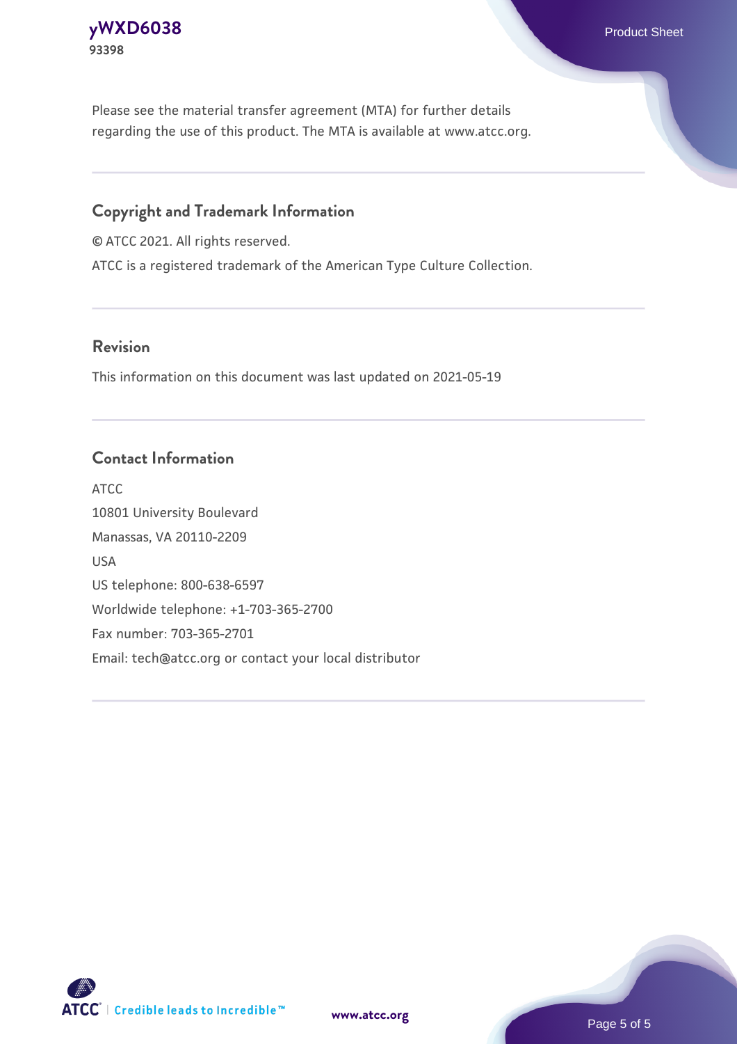Please see the material transfer agreement (MTA) for further details regarding the use of this product. The MTA is available at www.atcc.org.

## Copyright and Trademark Information

© ATCC 2021. All rights reserved.

ATCC is a registered trademark of the American Type Culture Collection.

## Revision

This information on this document was last updated on 2021-05-19

## Contact Information

ATCC
10801 University Boulevard
Manassas, VA 20110-2209
USA
US telephone: 800-638-6597
Worldwide telephone: +1-703-365-2700
Fax number: 703-365-2701
Email: tech@atcc.org or contact your local distributor